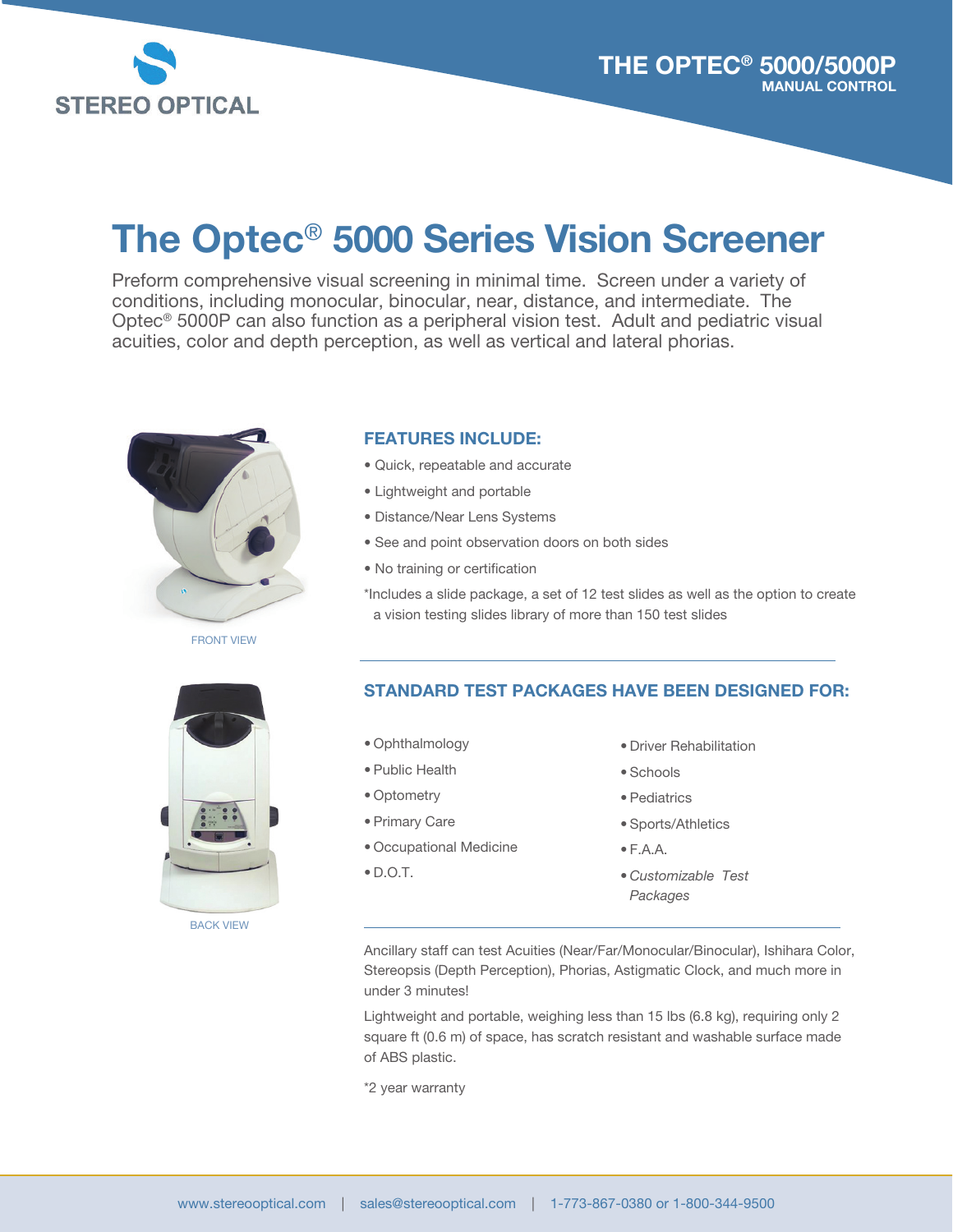STEREO OPTICAL

THE OPTEC® 5000/5000P
MANUAL CONTROL

# The Optec® 5000 Series Vision Screener

Preform comprehensive visual screening in minimal time. Screen under a variety of conditions, including monocular, binocular, near, distance, and intermediate. The Optec® 5000P can also function as a peripheral vision test. Adult and pediatric visual acuities, color and depth perception, as well as vertical and lateral phorias.

FRONT VIEW

BACK VIEW

## FEATURES INCLUDE:

- Quick, repeatable and accurate
- Lightweight and portable
- Distance/Near Lens Systems
- See and point observation doors on both sides
- No training or certification

*Includes a slide package, a set of 12 test slides as well as the option to create a vision testing slides library of more than 150 test slides

## STANDARD TEST PACKAGES HAVE BEEN DESIGNED FOR:

- Ophthalmology
- Public Health
- Optometry
- Primary Care
- Occupational Medicine
- D.O.T.
- Driver Rehabilitation
- Schools
- Pediatrics
- Sports/Athletics
- F.A.A.
- *Customizable Test Packages*

Ancillary staff can test Acuities (Near/Far/Monocular/Binocular), Ishihara Color, Stereopsis (Depth Perception), Phorias, Astigmatic Clock, and much more in under 3 minutes!

Lightweight and portable, weighing less than 15 lbs (6.8 kg), requiring only 2 square ft (0.6 m) of space, has scratch resistant and washable surface made of ABS plastic.

*2 year warranty

www.stereooptical.com | sales@stereooptical.com | 1-773-867-0380 or 1-800-344-9500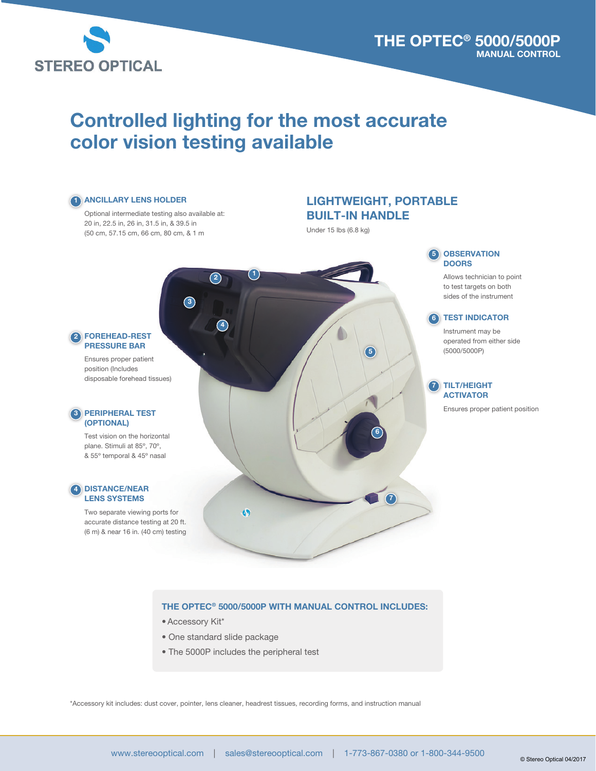STEREO OPTICAL

# THE OPTEC® 5000/5000P
MANUAL CONTROL

## Controlled lighting for the most accurate color vision testing available

### 1 ANCILLARY LENS HOLDER

Optional intermediate testing also available at: 20 in, 22.5 in, 26 in, 31.5 in, & 39.5 in (50 cm, 57.15 cm, 66 cm, 80 cm, & 1 m

### LIGHTWEIGHT, PORTABLE BUILT-IN HANDLE

Under 15 lbs (6.8 kg)

### 2 FOREHEAD-REST PRESSURE BAR

Ensures proper patient position (Includes disposable forehead tissues)

### 3 PERIPHERAL TEST (OPTIONAL)

Test vision on the horizontal plane. Stimuli at 85°, 70°, & 55° temporal & 45° nasal

### 4 DISTANCE/NEAR LENS SYSTEMS

Two separate viewing ports for accurate distance testing at 20 ft. (6 m) & near 16 in. (40 cm) testing

### 5 OBSERVATION DOORS

Allows technician to point to test targets on both sides of the instrument

### 6 TEST INDICATOR

Instrument may be operated from either side (5000/5000P)

### 7 TILT/HEIGHT ACTIVATOR

Ensures proper patient position

### THE OPTEC® 5000/5000P WITH MANUAL CONTROL INCLUDES:

- Accessory Kit*
- One standard slide package
- The 5000P includes the peripheral test

*Accessory kit includes: dust cover, pointer, lens cleaner, headrest tissues, recording forms, and instruction manual

www.stereooptical.com | sales@stereooptical.com | 1-773-867-0380 or 1-800-344-9500

© Stereo Optical 04/2017